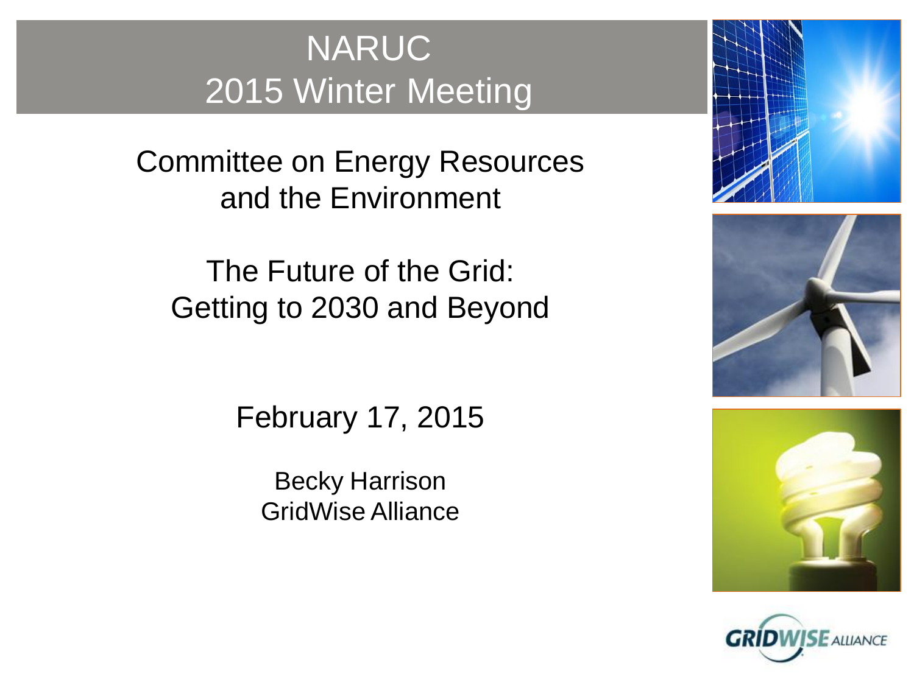# NARUC
# 2015 Winter Meeting

## Committee on Energy Resources and the Environment

## The Future of the Grid: Getting to 2030 and Beyond

February 17, 2015

Becky Harrison
GridWise Alliance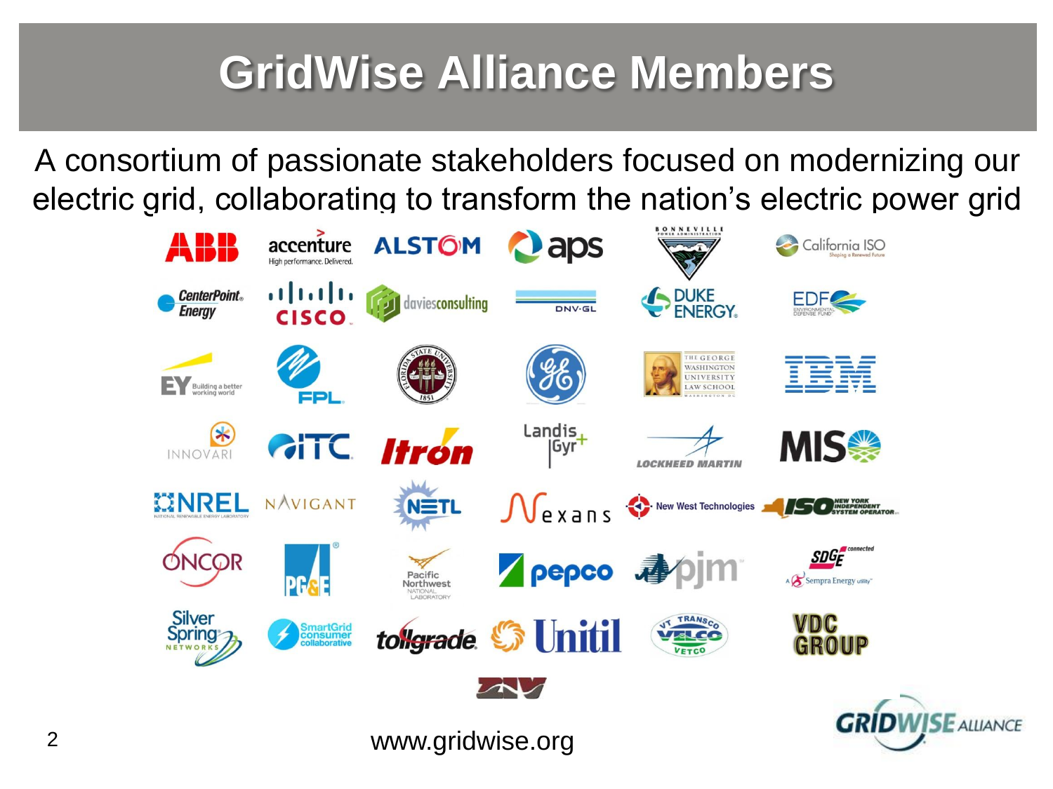# GridWise Alliance Members

A consortium of passionate stakeholders focused on modernizing our electric grid, collaborating to transform the nation's electric power grid

ABB | accenture | ALSTOM | aps | Bonneville Power Administration | California ISO

CenterPoint Energy | Cisco | daviesconsulting | DNV·GL | Duke Energy | EDF Environmental Defense Fund

EY | FPL | Florida State University | GE | The George Washington University Law School | IBM

Innovari | ITC | Itron | Landis+Gyr | Lockheed Martin | MISO

NREL National Renewable Energy Laboratory | Navigant | NETL | Nexans | New West Technologies | New York Independent System Operator

Oncor | PG&E | Pacific Northwest National Laboratory | pepco | pjm | SDG&E connected, A Sempra Energy utility

Silver Spring Networks | SmartGrid consumer collaborative | tollgrade | Unitil | VT Transco VELCO VETCO | VDC Group

ZIV

www.gridwise.org

GridWise Alliance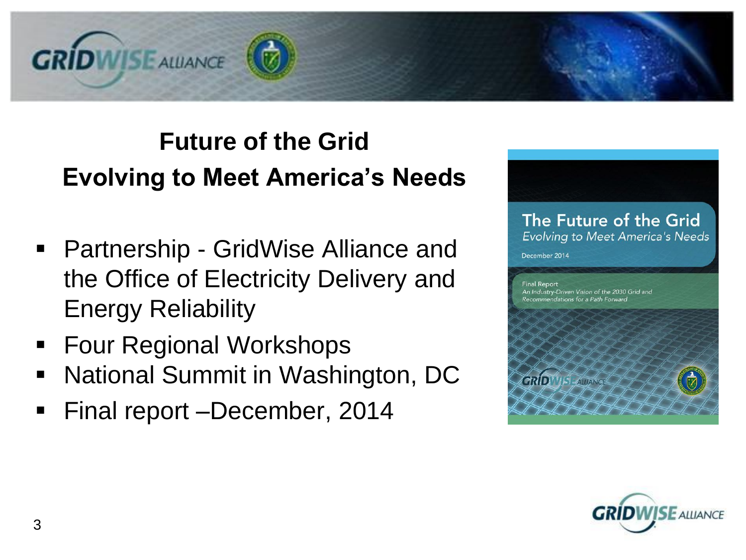# Future of the Grid
## Evolving to Meet America's Needs

- Partnership - GridWise Alliance and the Office of Electricity Delivery and Energy Reliability
- Four Regional Workshops
- National Summit in Washington, DC
- Final report –December, 2014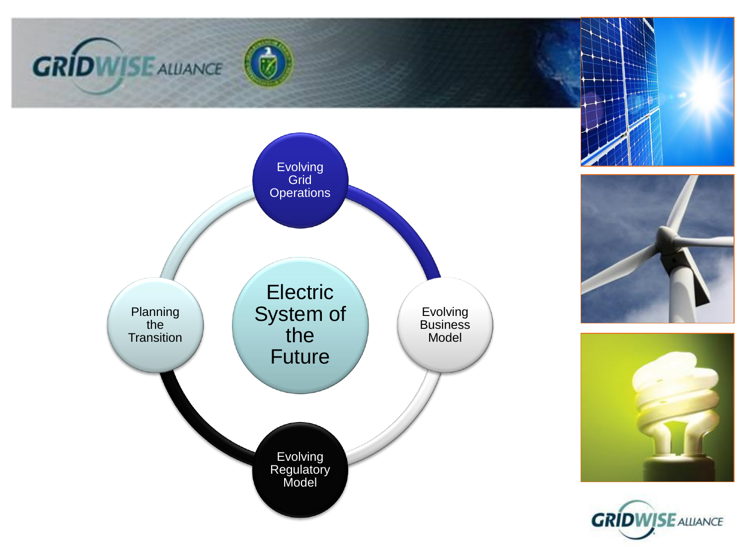Electric System of the Future

Evolving Grid Operations

Evolving Business Model

Evolving Regulatory Model

Planning the Transition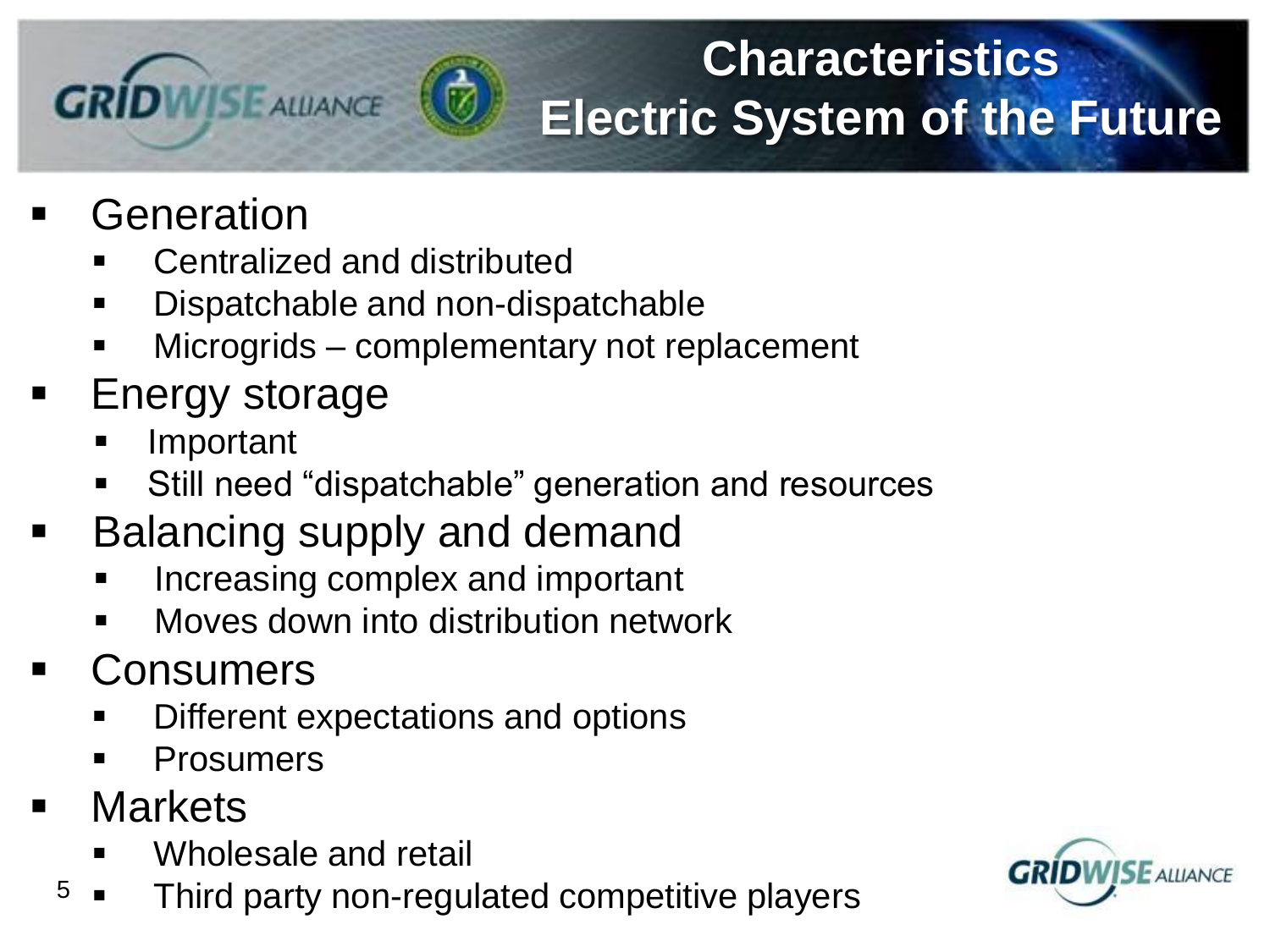# Characteristics Electric System of the Future

- Generation
  - Centralized and distributed
  - Dispatchable and non-dispatchable
  - Microgrids – complementary not replacement
- Energy storage
  - Important
  - Still need "dispatchable" generation and resources
- Balancing supply and demand
  - Increasing complex and important
  - Moves down into distribution network
- Consumers
  - Different expectations and options
  - Prosumers
- Markets
  - Wholesale and retail
  - Third party non-regulated competitive players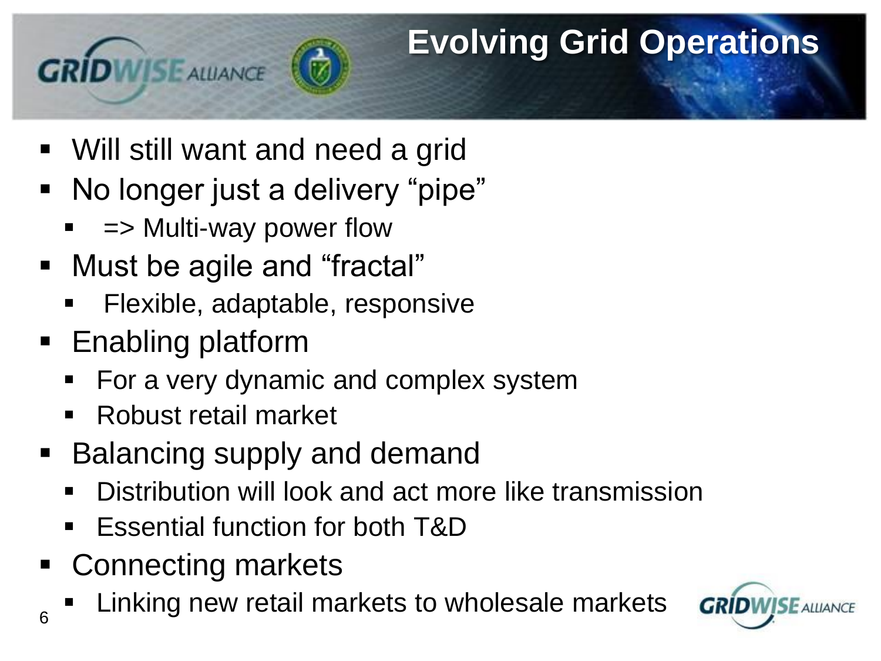# Evolving Grid Operations

- Will still want and need a grid
- No longer just a delivery "pipe"
  - => Multi-way power flow
- Must be agile and "fractal"
  - Flexible, adaptable, responsive
- Enabling platform
  - For a very dynamic and complex system
  - Robust retail market
- Balancing supply and demand
  - Distribution will look and act more like transmission
  - Essential function for both T&D
- Connecting markets
  - Linking new retail markets to wholesale markets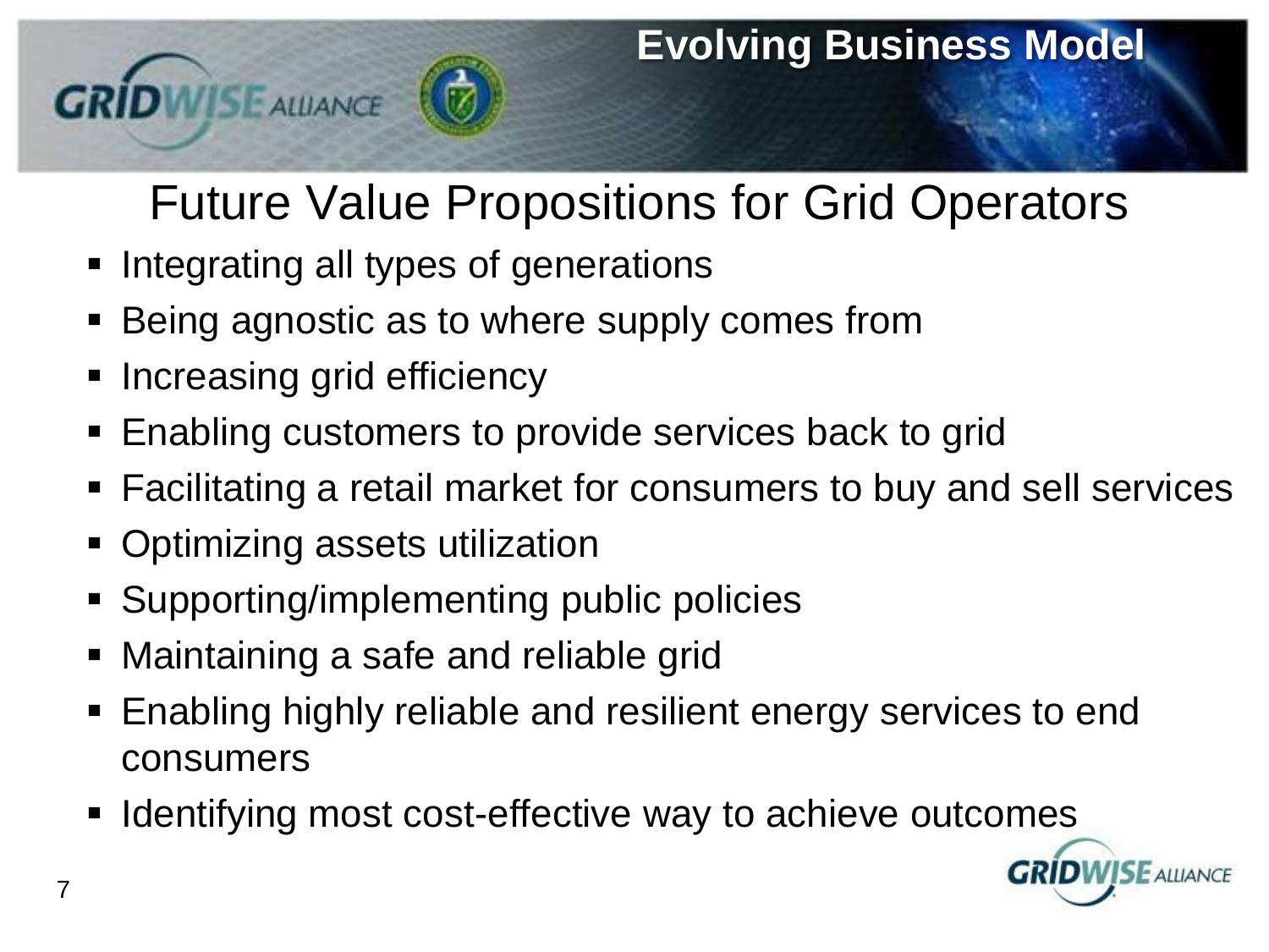# Evolving Business Model

## Future Value Propositions for Grid Operators

- Integrating all types of generations
- Being agnostic as to where supply comes from
- Increasing grid efficiency
- Enabling customers to provide services back to grid
- Facilitating a retail market for consumers to buy and sell services
- Optimizing assets utilization
- Supporting/implementing public policies
- Maintaining a safe and reliable grid
- Enabling highly reliable and resilient energy services to end consumers
- Identifying most cost-effective way to achieve outcomes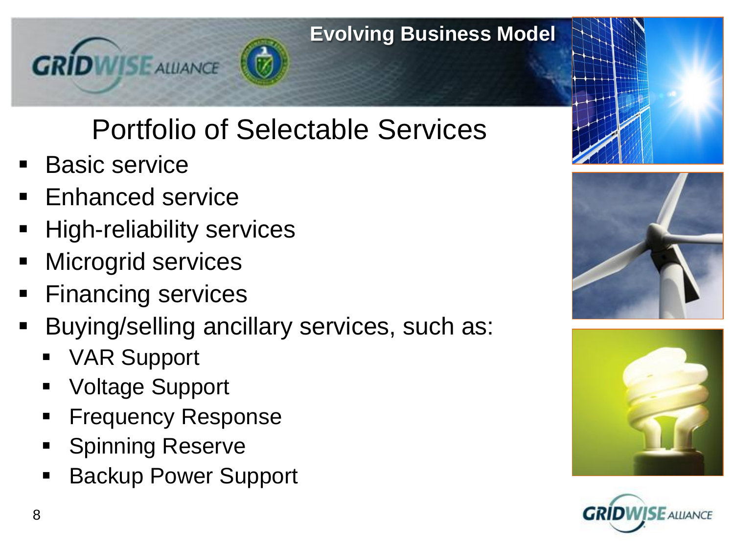# Evolving Business Model

## Portfolio of Selectable Services

- Basic service
- Enhanced service
- High-reliability services
- Microgrid services
- Financing services
- Buying/selling ancillary services, such as:
  - VAR Support
  - Voltage Support
  - Frequency Response
  - Spinning Reserve
  - Backup Power Support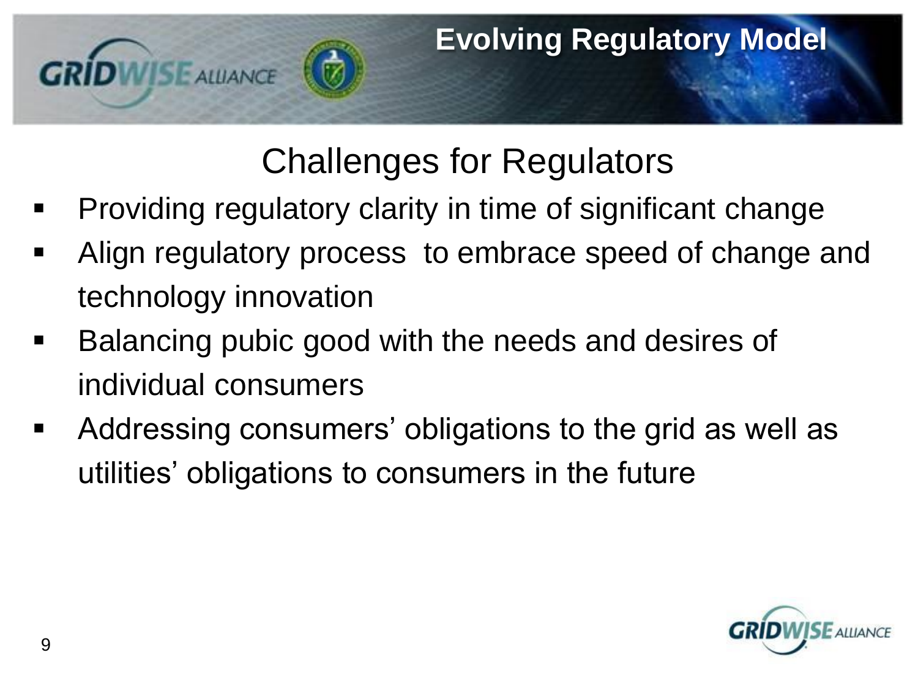# Evolving Regulatory Model

## Challenges for Regulators

- Providing regulatory clarity in time of significant change
- Align regulatory process  to embrace speed of change and technology innovation
- Balancing pubic good with the needs and desires of individual consumers
- Addressing consumers' obligations to the grid as well as utilities' obligations to consumers in the future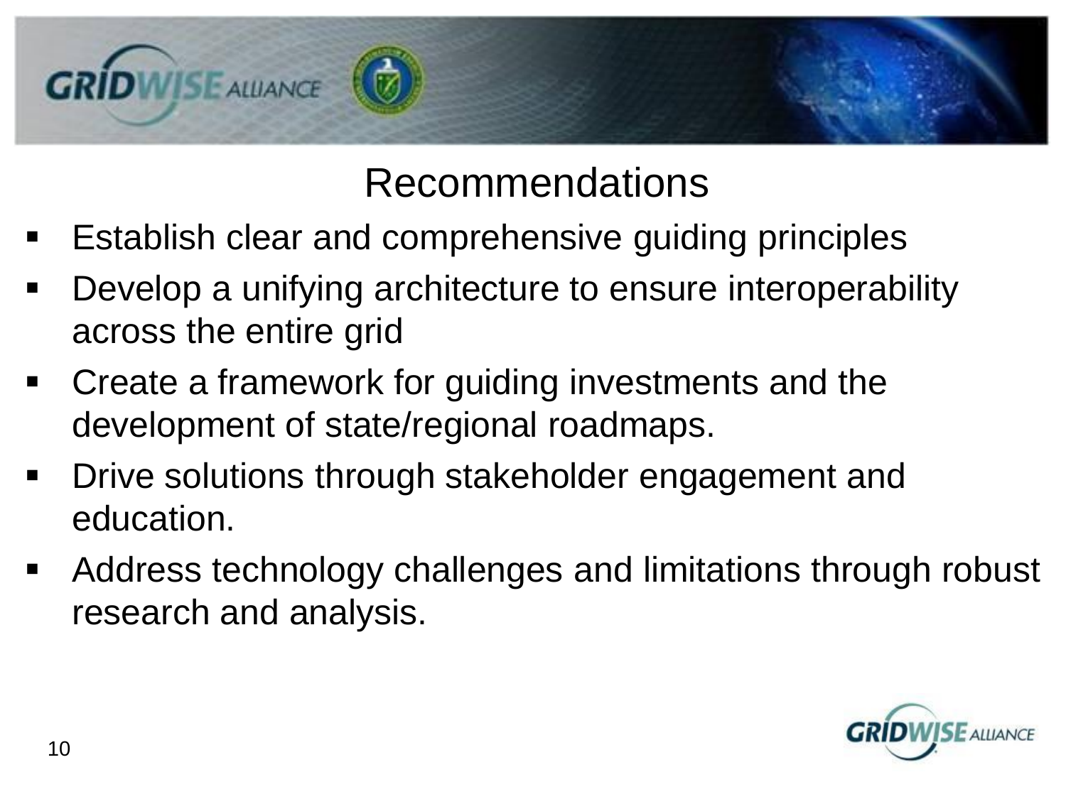## Recommendations

- Establish clear and comprehensive guiding principles
- Develop a unifying architecture to ensure interoperability across the entire grid
- Create a framework for guiding investments and the development of state/regional roadmaps.
- Drive solutions through stakeholder engagement and education.
- Address technology challenges and limitations through robust research and analysis.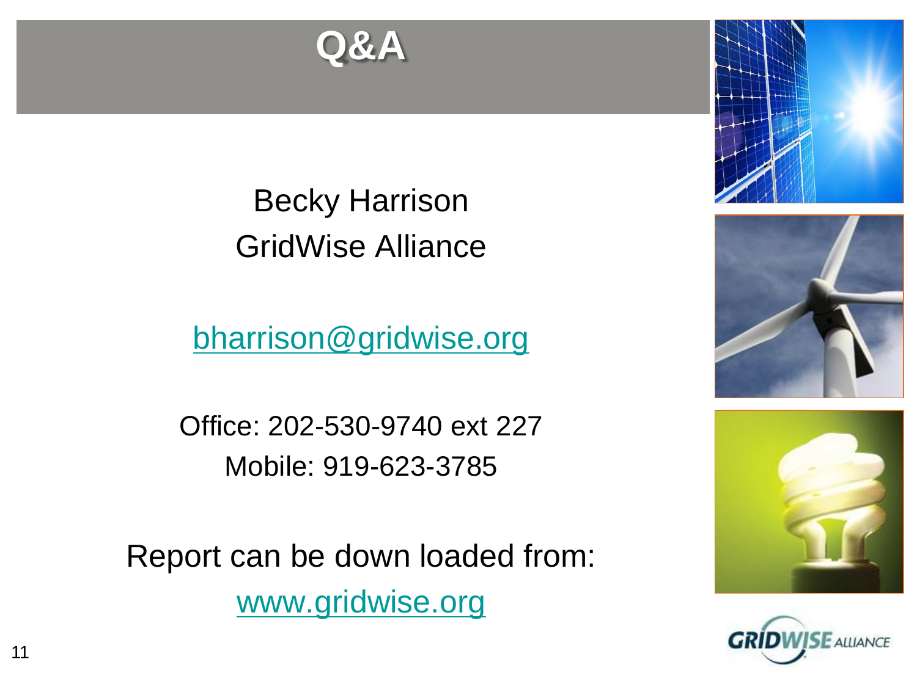# Q&A

Becky Harrison

GridWise Alliance

bharrison@gridwise.org

Office: 202-530-9740 ext 227

Mobile: 919-623-3785

Report can be down loaded from:

www.gridwise.org